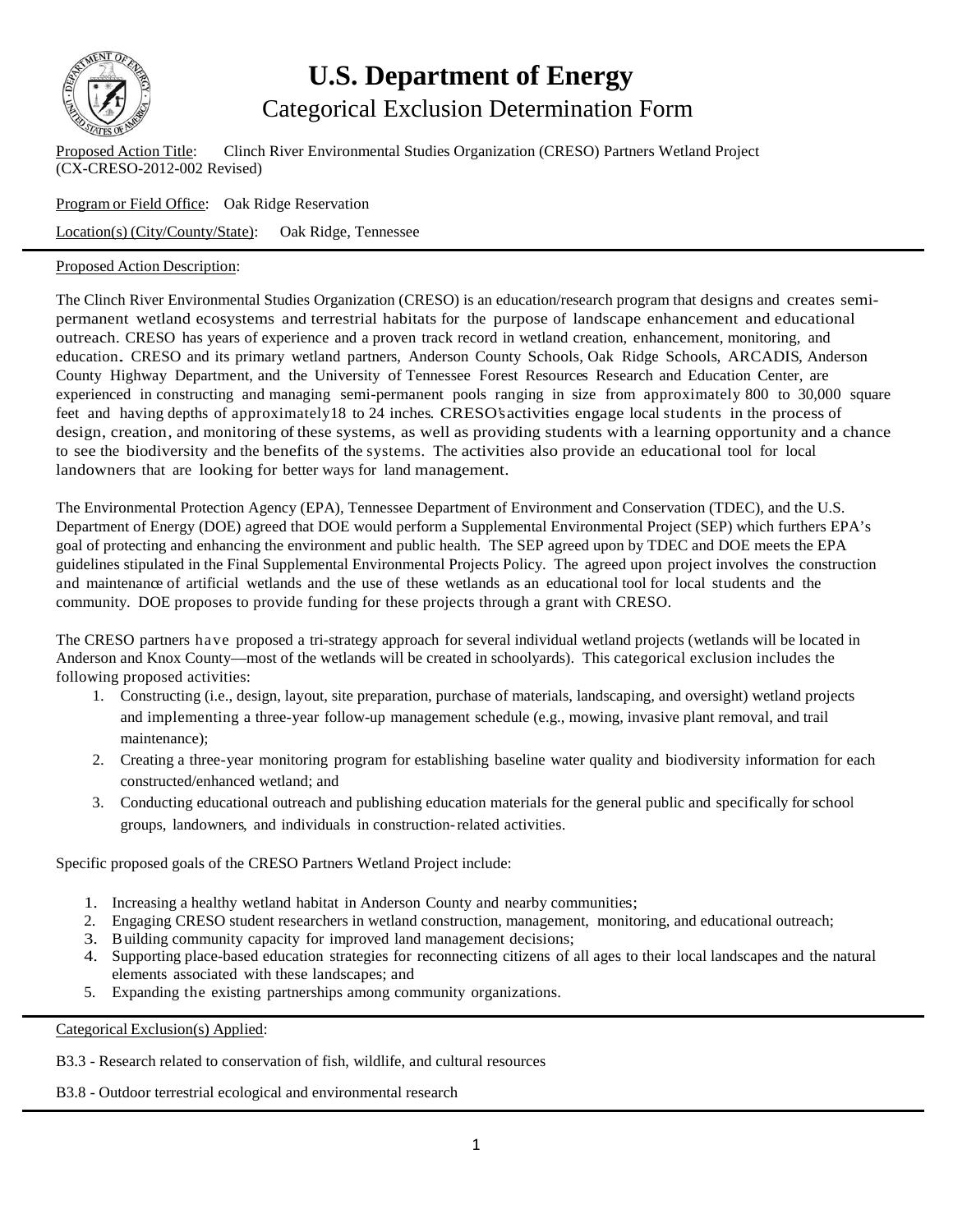# U.S. Department of Energy

## Categorical Exclusion Determination Form

Proposed Action Title: Clinch River Environmental Studies Organization (CRESO) Partners Wetland Project (CX-CRESO-2012-002 Revised)

Program or Field Office: Oak Ridge Reservation

Location(s) (City/County/State): Oak Ridge, Tennessee

---

Proposed Action Description:

The Clinch River Environmental Studies Organization (CRESO) is an education/research program that designs and creates semi-permanent wetland ecosystems and terrestrial habitats for the purpose of landscape enhancement and educational outreach. CRESO has years of experience and a proven track record in wetland creation, enhancement, monitoring, and education. CRESO and its primary wetland partners, Anderson County Schools, Oak Ridge Schools, ARCADIS, Anderson County Highway Department, and the University of Tennessee Forest Resources Research and Education Center, are experienced in constructing and managing semi-permanent pools ranging in size from approximately 800 to 30,000 square feet and having depths of approximately18 to 24 inches. CRESO's activities engage local students in the process of design, creation, and monitoring of these systems, as well as providing students with a learning opportunity and a chance to see the biodiversity and the benefits of the systems. The activities also provide an educational tool for local landowners that are looking for better ways for land management.

The Environmental Protection Agency (EPA), Tennessee Department of Environment and Conservation (TDEC), and the U.S. Department of Energy (DOE) agreed that DOE would perform a Supplemental Environmental Project (SEP) which furthers EPA's goal of protecting and enhancing the environment and public health. The SEP agreed upon by TDEC and DOE meets the EPA guidelines stipulated in the Final Supplemental Environmental Projects Policy. The agreed upon project involves the construction and maintenance of artificial wetlands and the use of these wetlands as an educational tool for local students and the community. DOE proposes to provide funding for these projects through a grant with CRESO.

The CRESO partners have proposed a tri-strategy approach for several individual wetland projects (wetlands will be located in Anderson and Knox County—most of the wetlands will be created in schoolyards). This categorical exclusion includes the following proposed activities:

1. Constructing (i.e., design, layout, site preparation, purchase of materials, landscaping, and oversight) wetland projects and implementing a three-year follow-up management schedule (e.g., mowing, invasive plant removal, and trail maintenance);
2. Creating a three-year monitoring program for establishing baseline water quality and biodiversity information for each constructed/enhanced wetland; and
3. Conducting educational outreach and publishing education materials for the general public and specifically for school groups, landowners, and individuals in construction-related activities.

Specific proposed goals of the CRESO Partners Wetland Project include:

1. Increasing a healthy wetland habitat in Anderson County and nearby communities;
2. Engaging CRESO student researchers in wetland construction, management, monitoring, and educational outreach;
3. Building community capacity for improved land management decisions;
4. Supporting place-based education strategies for reconnecting citizens of all ages to their local landscapes and the natural elements associated with these landscapes; and
5. Expanding the existing partnerships among community organizations.

---

Categorical Exclusion(s) Applied:

B3.3 - Research related to conservation of fish, wildlife, and cultural resources

B3.8 - Outdoor terrestrial ecological and environmental research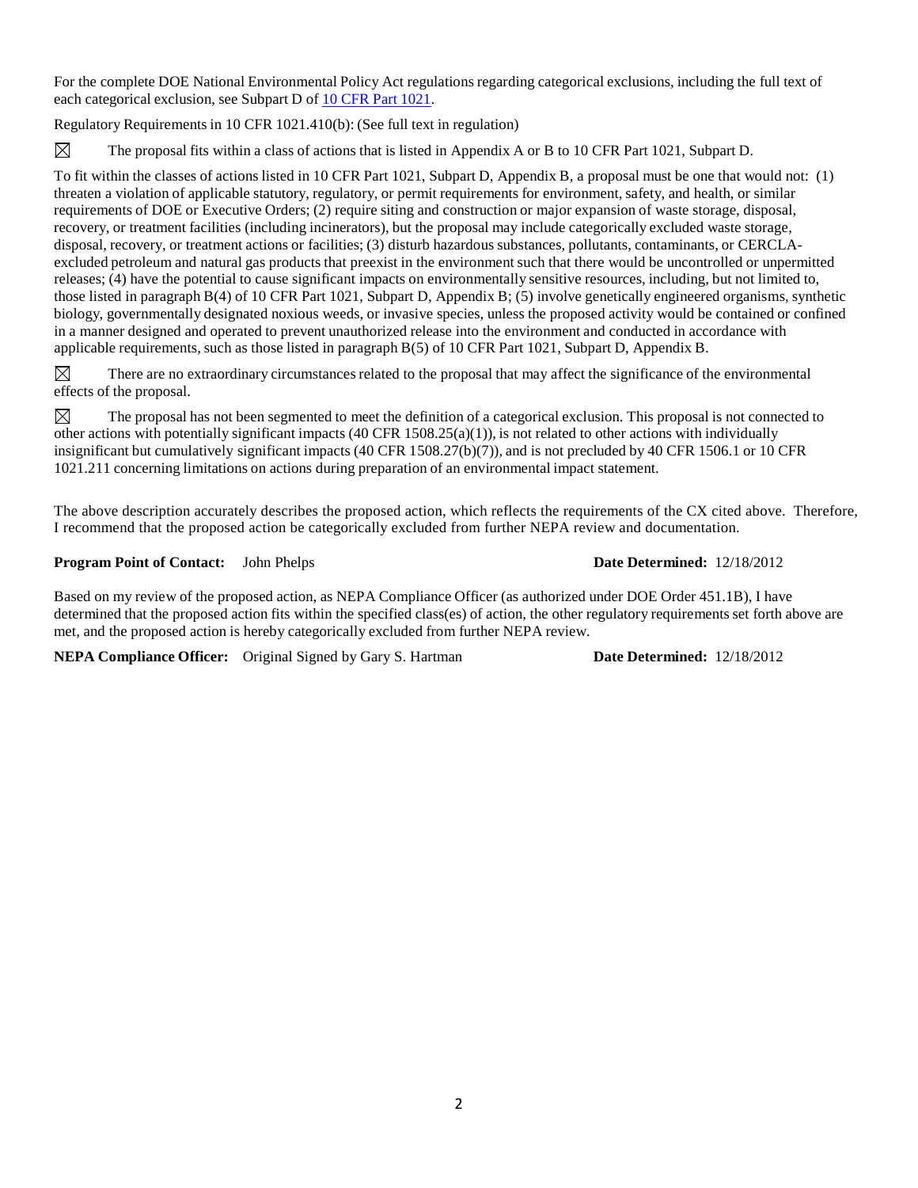For the complete DOE National Environmental Policy Act regulations regarding categorical exclusions, including the full text of each categorical exclusion, see Subpart D of [10 CFR Part 1021](10 CFR Part 1021).

Regulatory Requirements in 10 CFR 1021.410(b): (See full text in regulation)

☒ The proposal fits within a class of actions that is listed in Appendix A or B to 10 CFR Part 1021, Subpart D.

To fit within the classes of actions listed in 10 CFR Part 1021, Subpart D, Appendix B, a proposal must be one that would not: (1) threaten a violation of applicable statutory, regulatory, or permit requirements for environment, safety, and health, or similar requirements of DOE or Executive Orders; (2) require siting and construction or major expansion of waste storage, disposal, recovery, or treatment facilities (including incinerators), but the proposal may include categorically excluded waste storage, disposal, recovery, or treatment actions or facilities; (3) disturb hazardous substances, pollutants, contaminants, or CERCLA-excluded petroleum and natural gas products that preexist in the environment such that there would be uncontrolled or unpermitted releases; (4) have the potential to cause significant impacts on environmentally sensitive resources, including, but not limited to, those listed in paragraph B(4) of 10 CFR Part 1021, Subpart D, Appendix B; (5) involve genetically engineered organisms, synthetic biology, governmentally designated noxious weeds, or invasive species, unless the proposed activity would be contained or confined in a manner designed and operated to prevent unauthorized release into the environment and conducted in accordance with applicable requirements, such as those listed in paragraph B(5) of 10 CFR Part 1021, Subpart D, Appendix B.

☒ There are no extraordinary circumstances related to the proposal that may affect the significance of the environmental effects of the proposal.

☒ The proposal has not been segmented to meet the definition of a categorical exclusion. This proposal is not connected to other actions with potentially significant impacts (40 CFR 1508.25(a)(1)), is not related to other actions with individually insignificant but cumulatively significant impacts (40 CFR 1508.27(b)(7)), and is not precluded by 40 CFR 1506.1 or 10 CFR 1021.211 concerning limitations on actions during preparation of an environmental impact statement.

The above description accurately describes the proposed action, which reflects the requirements of the CX cited above. Therefore, I recommend that the proposed action be categorically excluded from further NEPA review and documentation.

**Program Point of Contact:** John Phelps **Date Determined:** 12/18/2012

Based on my review of the proposed action, as NEPA Compliance Officer (as authorized under DOE Order 451.1B), I have determined that the proposed action fits within the specified class(es) of action, the other regulatory requirements set forth above are met, and the proposed action is hereby categorically excluded from further NEPA review.

**NEPA Compliance Officer:** Original Signed by Gary S. Hartman **Date Determined:** 12/18/2012